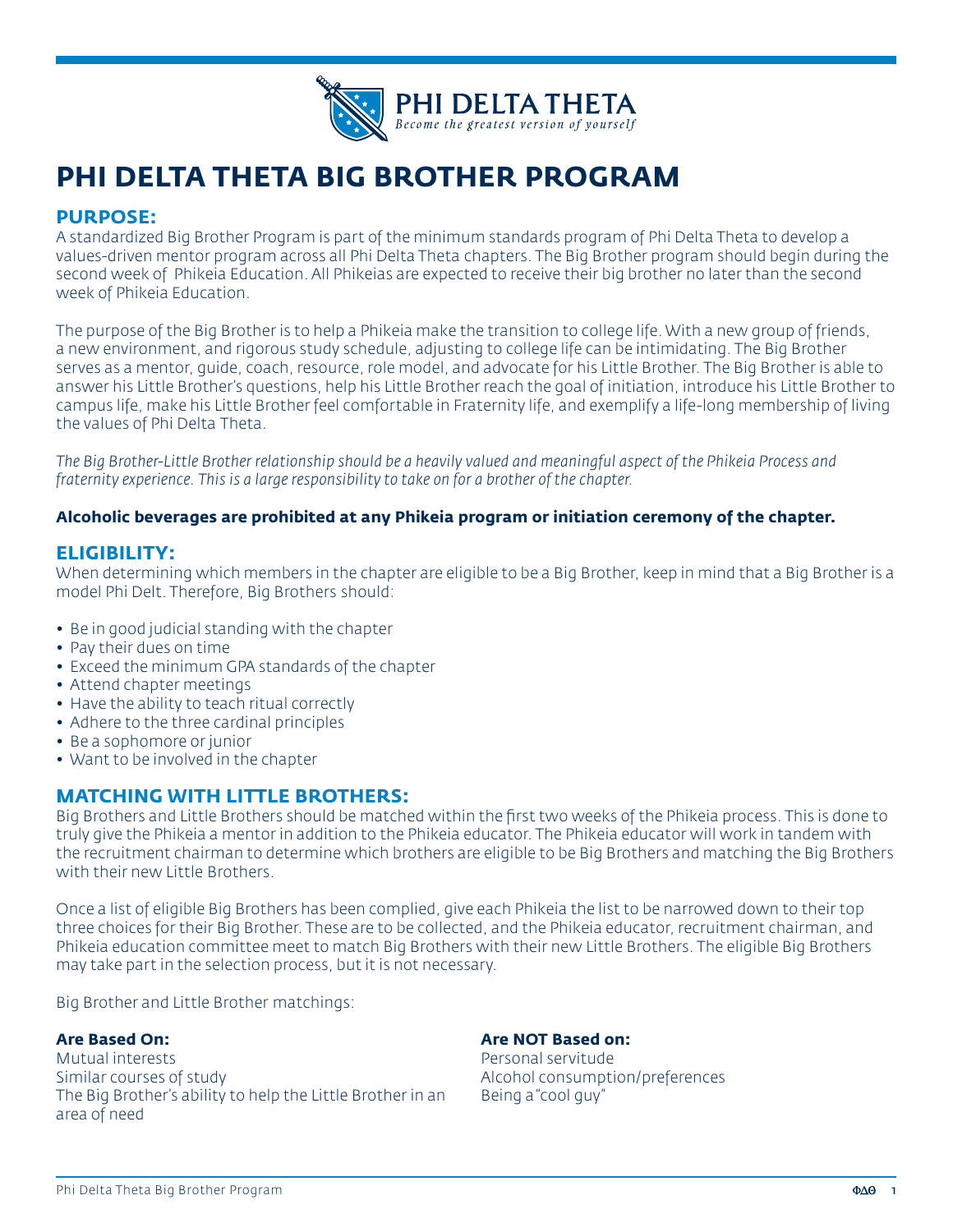PHI DELTA THETA
*Become the greatest version of yourself*

# PHI DELTA THETA BIG BROTHER PROGRAM

## PURPOSE:

A standardized Big Brother Program is part of the minimum standards program of Phi Delta Theta to develop a values-driven mentor program across all Phi Delta Theta chapters. The Big Brother program should begin during the second week of Phikeia Education. All Phikeias are expected to receive their big brother no later than the second week of Phikeia Education.

The purpose of the Big Brother is to help a Phikeia make the transition to college life. With a new group of friends, a new environment, and rigorous study schedule, adjusting to college life can be intimidating. The Big Brother serves as a mentor, guide, coach, resource, role model, and advocate for his Little Brother. The Big Brother is able to answer his Little Brother's questions, help his Little Brother reach the goal of initiation, introduce his Little Brother to campus life, make his Little Brother feel comfortable in Fraternity life, and exemplify a life-long membership of living the values of Phi Delta Theta.

*The Big Brother-Little Brother relationship should be a heavily valued and meaningful aspect of the Phikeia Process and fraternity experience. This is a large responsibility to take on for a brother of the chapter.*

**Alcoholic beverages are prohibited at any Phikeia program or initiation ceremony of the chapter.**

## ELIGIBILITY:

When determining which members in the chapter are eligible to be a Big Brother, keep in mind that a Big Brother is a model Phi Delt. Therefore, Big Brothers should:

- Be in good judicial standing with the chapter
- Pay their dues on time
- Exceed the minimum GPA standards of the chapter
- Attend chapter meetings
- Have the ability to teach ritual correctly
- Adhere to the three cardinal principles
- Be a sophomore or junior
- Want to be involved in the chapter

## MATCHING WITH LITTLE BROTHERS:

Big Brothers and Little Brothers should be matched within the first two weeks of the Phikeia process. This is done to truly give the Phikeia a mentor in addition to the Phikeia educator. The Phikeia educator will work in tandem with the recruitment chairman to determine which brothers are eligible to be Big Brothers and matching the Big Brothers with their new Little Brothers.

Once a list of eligible Big Brothers has been complied, give each Phikeia the list to be narrowed down to their top three choices for their Big Brother. These are to be collected, and the Phikeia educator, recruitment chairman, and Phikeia education committee meet to match Big Brothers with their new Little Brothers. The eligible Big Brothers may take part in the selection process, but it is not necessary.

Big Brother and Little Brother matchings:

**Are Based On:**
Mutual interests
Similar courses of study
The Big Brother's ability to help the Little Brother in an area of need

**Are NOT Based on:**
Personal servitude
Alcohol consumption/preferences
Being a "cool guy"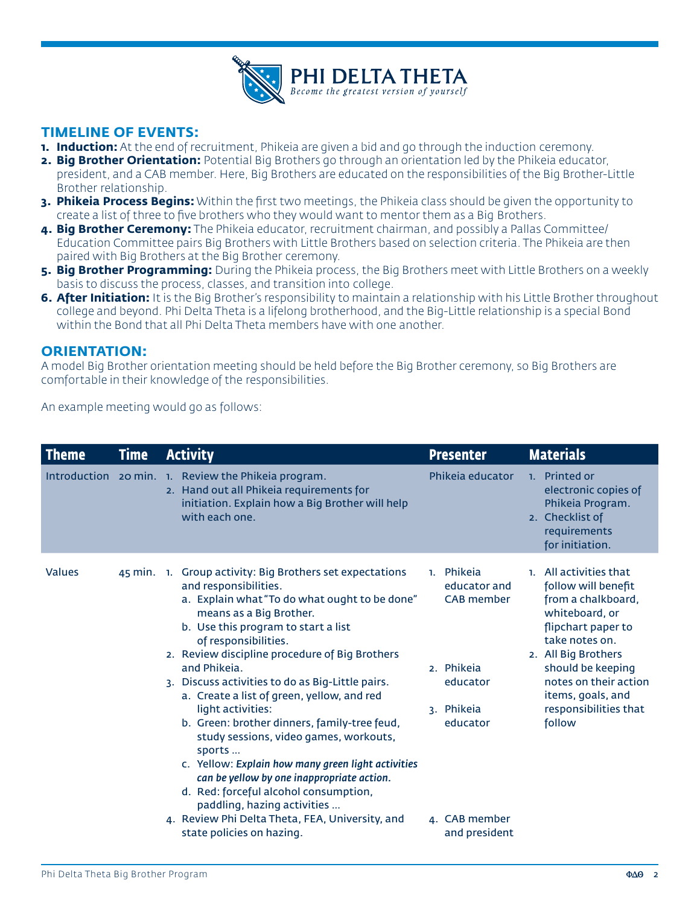## TIMELINE OF EVENTS:

1. **Induction:** At the end of recruitment, Phikeia are given a bid and go through the induction ceremony.
2. **Big Brother Orientation:** Potential Big Brothers go through an orientation led by the Phikeia educator, president, and a CAB member. Here, Big Brothers are educated on the responsibilities of the Big Brother-Little Brother relationship.
3. **Phikeia Process Begins:** Within the first two meetings, the Phikeia class should be given the opportunity to create a list of three to five brothers who they would want to mentor them as a Big Brothers.
4. **Big Brother Ceremony:** The Phikeia educator, recruitment chairman, and possibly a Pallas Committee/ Education Committee pairs Big Brothers with Little Brothers based on selection criteria. The Phikeia are then paired with Big Brothers at the Big Brother ceremony.
5. **Big Brother Programming:** During the Phikeia process, the Big Brothers meet with Little Brothers on a weekly basis to discuss the process, classes, and transition into college.
6. **After Initiation:** It is the Big Brother's responsibility to maintain a relationship with his Little Brother throughout college and beyond. Phi Delta Theta is a lifelong brotherhood, and the Big-Little relationship is a special Bond within the Bond that all Phi Delta Theta members have with one another.

## ORIENTATION:

A model Big Brother orientation meeting should be held before the Big Brother ceremony, so Big Brothers are comfortable in their knowledge of the responsibilities.

An example meeting would go as follows:

| Theme | Time | Activity | Presenter | Materials |
|---|---|---|---|---|
| Introduction | 20 min. | 1. Review the Phikeia program.<br>2. Hand out all Phikeia requirements for initiation. Explain how a Big Brother will help with each one. | Phikeia educator | 1. Printed or electronic copies of Phikeia Program.<br>2. Checklist of requirements for initiation. |
| Values | 45 min. | 1. Group activity: Big Brothers set expectations and responsibilities.<br>a. Explain what "To do what ought to be done" means as a Big Brother.<br>b. Use this program to start a list of responsibilities.<br>2. Review discipline procedure of Big Brothers and Phikeia.<br>3. Discuss activities to do as Big-Little pairs.<br>a. Create a list of green, yellow, and red light activities:<br>b. Green: brother dinners, family-tree feud, study sessions, video games, workouts, sports ...<br>c. Yellow: ***Explain how many green light activities can be yellow by one inappropriate action.***<br>d. Red: forceful alcohol consumption, paddling, hazing activities ...<br>4. Review Phi Delta Theta, FEA, University, and state policies on hazing. | 1. Phikeia educator and CAB member<br>2. Phikeia educator<br>3. Phikeia educator<br>4. CAB member and president | 1. All activities that follow will benefit from a chalkboard, whiteboard, or flipchart paper to take notes on.<br>2. All Big Brothers should be keeping notes on their action items, goals, and responsibilities that follow |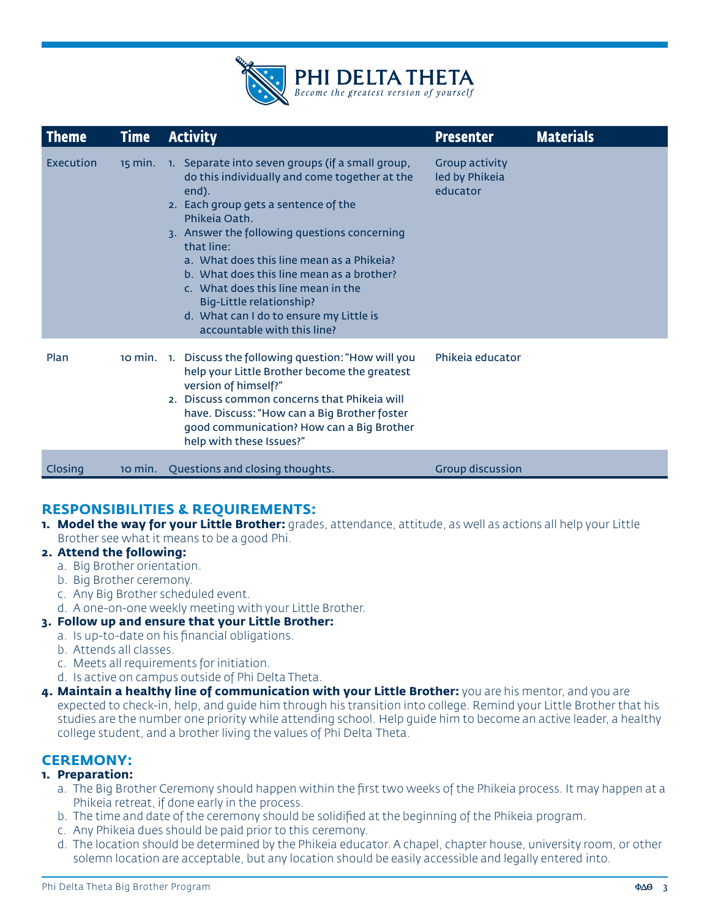| Theme | Time | Activity | Presenter | Materials |
|---|---|---|---|---|
| Execution | 15 min. | 1. Separate into seven groups (if a small group, do this individually and come together at the end).<br>2. Each group gets a sentence of the Phikeia Oath.<br>3. Answer the following questions concerning that line:<br>a. What does this line mean as a Phikeia?<br>b. What does this line mean as a brother?<br>c. What does this line mean in the Big-Little relationship?<br>d. What can I do to ensure my Little is accountable with this line? | Group activity led by Phikeia educator | |
| Plan | 10 min. | 1. Discuss the following question: "How will you help your Little Brother become the greatest version of himself?"<br>2. Discuss common concerns that Phikeia will have. Discuss: "How can a Big Brother foster good communication? How can a Big Brother help with these Issues?" | Phikeia educator | |
| Closing | 10 min. | Questions and closing thoughts. | Group discussion | |

## RESPONSIBILITIES & REQUIREMENTS:

1. **Model the way for your Little Brother:** grades, attendance, attitude, as well as actions all help your Little Brother see what it means to be a good Phi.
2. **Attend the following:**
   a. Big Brother orientation.
   b. Big Brother ceremony.
   c. Any Big Brother scheduled event.
   d. A one-on-one weekly meeting with your Little Brother.
3. **Follow up and ensure that your Little Brother:**
   a. Is up-to-date on his financial obligations.
   b. Attends all classes.
   c. Meets all requirements for initiation.
   d. Is active on campus outside of Phi Delta Theta.
4. **Maintain a healthy line of communication with your Little Brother:** you are his mentor, and you are expected to check-in, help, and guide him through his transition into college. Remind your Little Brother that his studies are the number one priority while attending school. Help guide him to become an active leader, a healthy college student, and a brother living the values of Phi Delta Theta.

## CEREMONY:

1. **Preparation:**
   a. The Big Brother Ceremony should happen within the first two weeks of the Phikeia process. It may happen at a Phikeia retreat, if done early in the process.
   b. The time and date of the ceremony should be solidified at the beginning of the Phikeia program.
   c. Any Phikeia dues should be paid prior to this ceremony.
   d. The location should be determined by the Phikeia educator. A chapel, chapter house, university room, or other solemn location are acceptable, but any location should be easily accessible and legally entered into.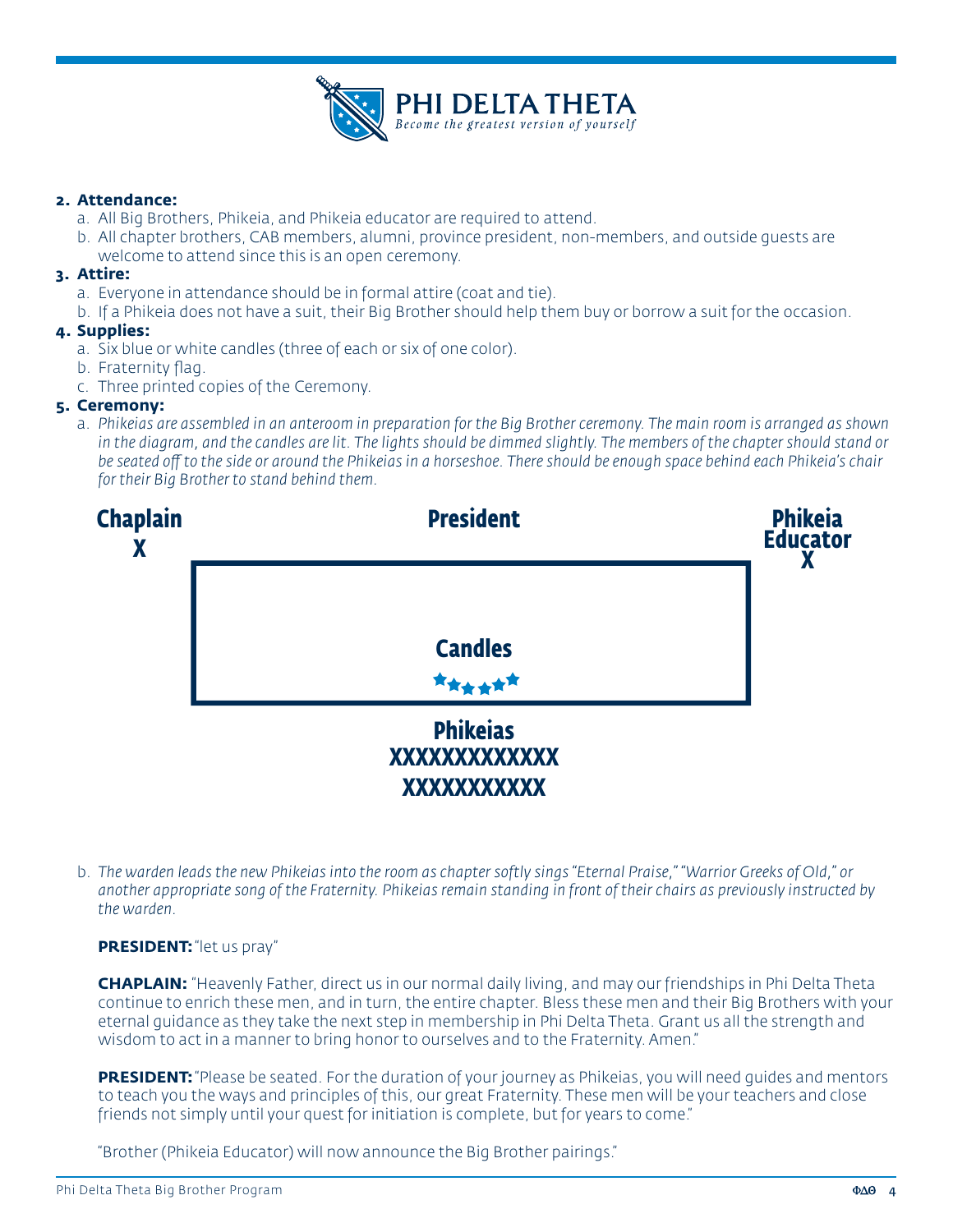2. **Attendance:**
    a. All Big Brothers, Phikeia, and Phikeia educator are required to attend.
    b. All chapter brothers, CAB members, alumni, province president, non-members, and outside guests are welcome to attend since this is an open ceremony.
3. **Attire:**
    a. Everyone in attendance should be in formal attire (coat and tie).
    b. If a Phikeia does not have a suit, their Big Brother should help them buy or borrow a suit for the occasion.
4. **Supplies:**
    a. Six blue or white candles (three of each or six of one color).
    b. Fraternity flag.
    c. Three printed copies of the Ceremony.
5. **Ceremony:**
    a. *Phikeias are assembled in an anteroom in preparation for the Big Brother ceremony. The main room is arranged as shown in the diagram, and the candles are lit. The lights should be dimmed slightly. The members of the chapter should stand or be seated off to the side or around the Phikeias in a horseshoe. There should be enough space behind each Phikeia's chair for their Big Brother to stand behind them.*

**Chaplain**
**X**

**President**

**Phikeia Educator**
**X**

**Candles**

★★★★★★

**Phikeias**
**XXXXXXXXXXXX**
**XXXXXXXXXX**

b. *The warden leads the new Phikeias into the room as chapter softly sings "Eternal Praise," "Warrior Greeks of Old," or another appropriate song of the Fraternity. Phikeias remain standing in front of their chairs as previously instructed by the warden.*

**PRESIDENT:** "let us pray"

**CHAPLAIN:** "Heavenly Father, direct us in our normal daily living, and may our friendships in Phi Delta Theta continue to enrich these men, and in turn, the entire chapter. Bless these men and their Big Brothers with your eternal guidance as they take the next step in membership in Phi Delta Theta. Grant us all the strength and wisdom to act in a manner to bring honor to ourselves and to the Fraternity. Amen."

**PRESIDENT:** "Please be seated. For the duration of your journey as Phikeias, you will need guides and mentors to teach you the ways and principles of this, our great Fraternity. These men will be your teachers and close friends not simply until your quest for initiation is complete, but for years to come."

"Brother (Phikeia Educator) will now announce the Big Brother pairings."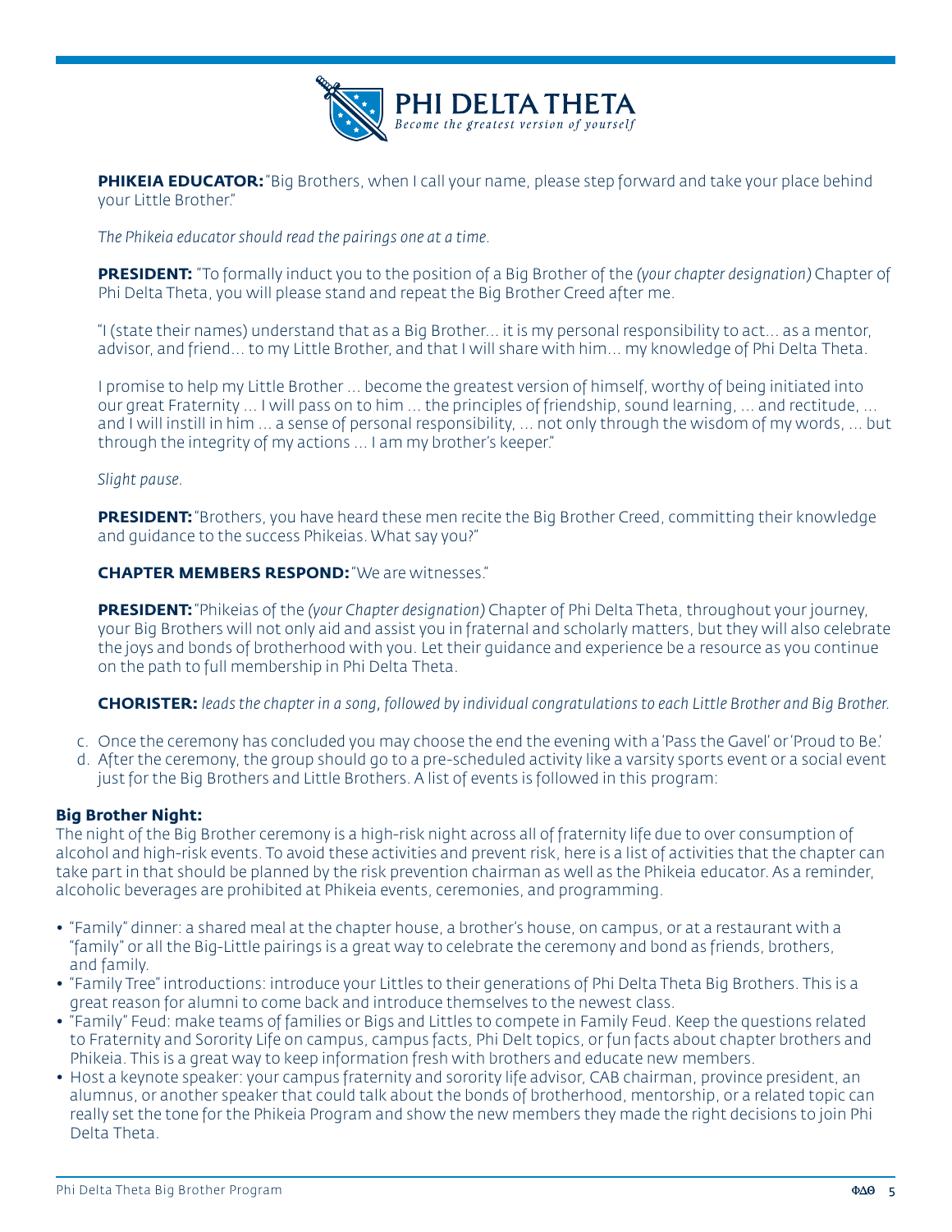**PHIKEIA EDUCATOR:** "Big Brothers, when I call your name, please step forward and take your place behind your Little Brother."

*The Phikeia educator should read the pairings one at a time.*

**PRESIDENT:** "To formally induct you to the position of a Big Brother of the *(your chapter designation)* Chapter of Phi Delta Theta, you will please stand and repeat the Big Brother Creed after me.

"I (state their names) understand that as a Big Brother… it is my personal responsibility to act… as a mentor, advisor, and friend… to my Little Brother, and that I will share with him… my knowledge of Phi Delta Theta.

I promise to help my Little Brother … become the greatest version of himself, worthy of being initiated into our great Fraternity … I will pass on to him … the principles of friendship, sound learning, … and rectitude, … and I will instill in him … a sense of personal responsibility, … not only through the wisdom of my words, … but through the integrity of my actions … I am my brother's keeper."

*Slight pause.*

**PRESIDENT:** "Brothers, you have heard these men recite the Big Brother Creed, committing their knowledge and guidance to the success Phikeias. What say you?"

**CHAPTER MEMBERS RESPOND:** "We are witnesses."

**PRESIDENT:** "Phikeias of the *(your Chapter designation)* Chapter of Phi Delta Theta, throughout your journey, your Big Brothers will not only aid and assist you in fraternal and scholarly matters, but they will also celebrate the joys and bonds of brotherhood with you. Let their guidance and experience be a resource as you continue on the path to full membership in Phi Delta Theta.

**CHORISTER:** *leads the chapter in a song, followed by individual congratulations to each Little Brother and Big Brother.*

c. Once the ceremony has concluded you may choose the end the evening with a 'Pass the Gavel' or 'Proud to Be.'
d. After the ceremony, the group should go to a pre-scheduled activity like a varsity sports event or a social event just for the Big Brothers and Little Brothers. A list of events is followed in this program:

**Big Brother Night:**

The night of the Big Brother ceremony is a high-risk night across all of fraternity life due to over consumption of alcohol and high-risk events. To avoid these activities and prevent risk, here is a list of activities that the chapter can take part in that should be planned by the risk prevention chairman as well as the Phikeia educator. As a reminder, alcoholic beverages are prohibited at Phikeia events, ceremonies, and programming.

- "Family" dinner: a shared meal at the chapter house, a brother's house, on campus, or at a restaurant with a "family" or all the Big-Little pairings is a great way to celebrate the ceremony and bond as friends, brothers, and family.
- "Family Tree" introductions: introduce your Littles to their generations of Phi Delta Theta Big Brothers. This is a great reason for alumni to come back and introduce themselves to the newest class.
- "Family" Feud: make teams of families or Bigs and Littles to compete in Family Feud. Keep the questions related to Fraternity and Sorority Life on campus, campus facts, Phi Delt topics, or fun facts about chapter brothers and Phikeia. This is a great way to keep information fresh with brothers and educate new members.
- Host a keynote speaker: your campus fraternity and sorority life advisor, CAB chairman, province president, an alumnus, or another speaker that could talk about the bonds of brotherhood, mentorship, or a related topic can really set the tone for the Phikeia Program and show the new members they made the right decisions to join Phi Delta Theta.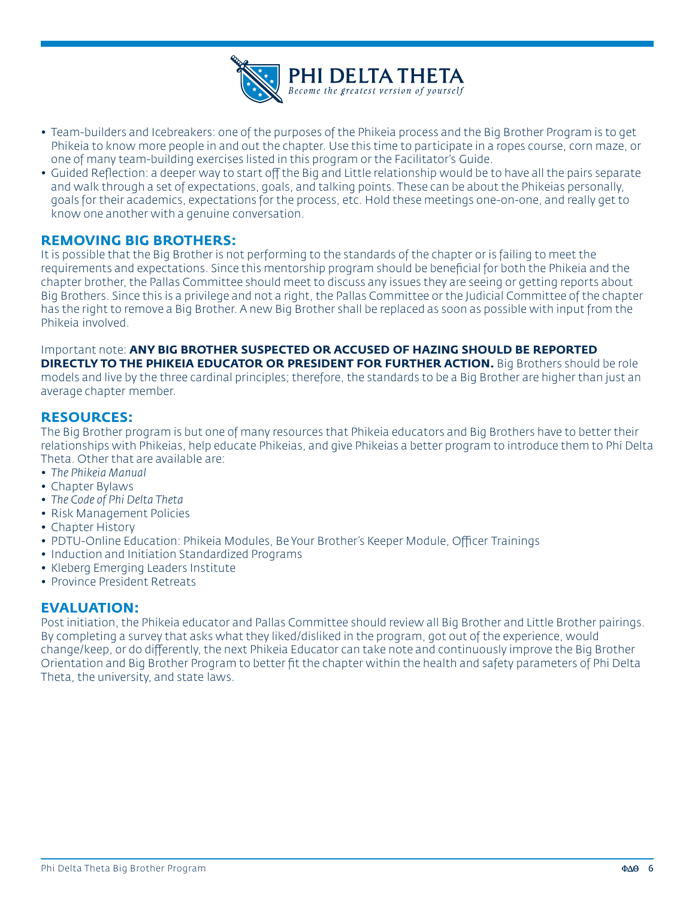- Team-builders and Icebreakers: one of the purposes of the Phikeia process and the Big Brother Program is to get Phikeia to know more people in and out the chapter. Use this time to participate in a ropes course, corn maze, or one of many team-building exercises listed in this program or the Facilitator's Guide.
- Guided Reflection: a deeper way to start off the Big and Little relationship would be to have all the pairs separate and walk through a set of expectations, goals, and talking points. These can be about the Phikeias personally, goals for their academics, expectations for the process, etc. Hold these meetings one-on-one, and really get to know one another with a genuine conversation.

## REMOVING BIG BROTHERS:

It is possible that the Big Brother is not performing to the standards of the chapter or is failing to meet the requirements and expectations. Since this mentorship program should be beneficial for both the Phikeia and the chapter brother, the Pallas Committee should meet to discuss any issues they are seeing or getting reports about Big Brothers. Since this is a privilege and not a right, the Pallas Committee or the Judicial Committee of the chapter has the right to remove a Big Brother. A new Big Brother shall be replaced as soon as possible with input from the Phikeia involved.

Important note: **ANY BIG BROTHER SUSPECTED OR ACCUSED OF HAZING SHOULD BE REPORTED DIRECTLY TO THE PHIKEIA EDUCATOR OR PRESIDENT FOR FURTHER ACTION.** Big Brothers should be role models and live by the three cardinal principles; therefore, the standards to be a Big Brother are higher than just an average chapter member.

## RESOURCES:

The Big Brother program is but one of many resources that Phikeia educators and Big Brothers have to better their relationships with Phikeias, help educate Phikeias, and give Phikeias a better program to introduce them to Phi Delta Theta. Other that are available are:

- *The Phikeia Manual*
- Chapter Bylaws
- *The Code of Phi Delta Theta*
- Risk Management Policies
- Chapter History
- PDTU-Online Education: Phikeia Modules, Be Your Brother's Keeper Module, Officer Trainings
- Induction and Initiation Standardized Programs
- Kleberg Emerging Leaders Institute
- Province President Retreats

## EVALUATION:

Post initiation, the Phikeia educator and Pallas Committee should review all Big Brother and Little Brother pairings. By completing a survey that asks what they liked/disliked in the program, got out of the experience, would change/keep, or do differently, the next Phikeia Educator can take note and continuously improve the Big Brother Orientation and Big Brother Program to better fit the chapter within the health and safety parameters of Phi Delta Theta, the university, and state laws.